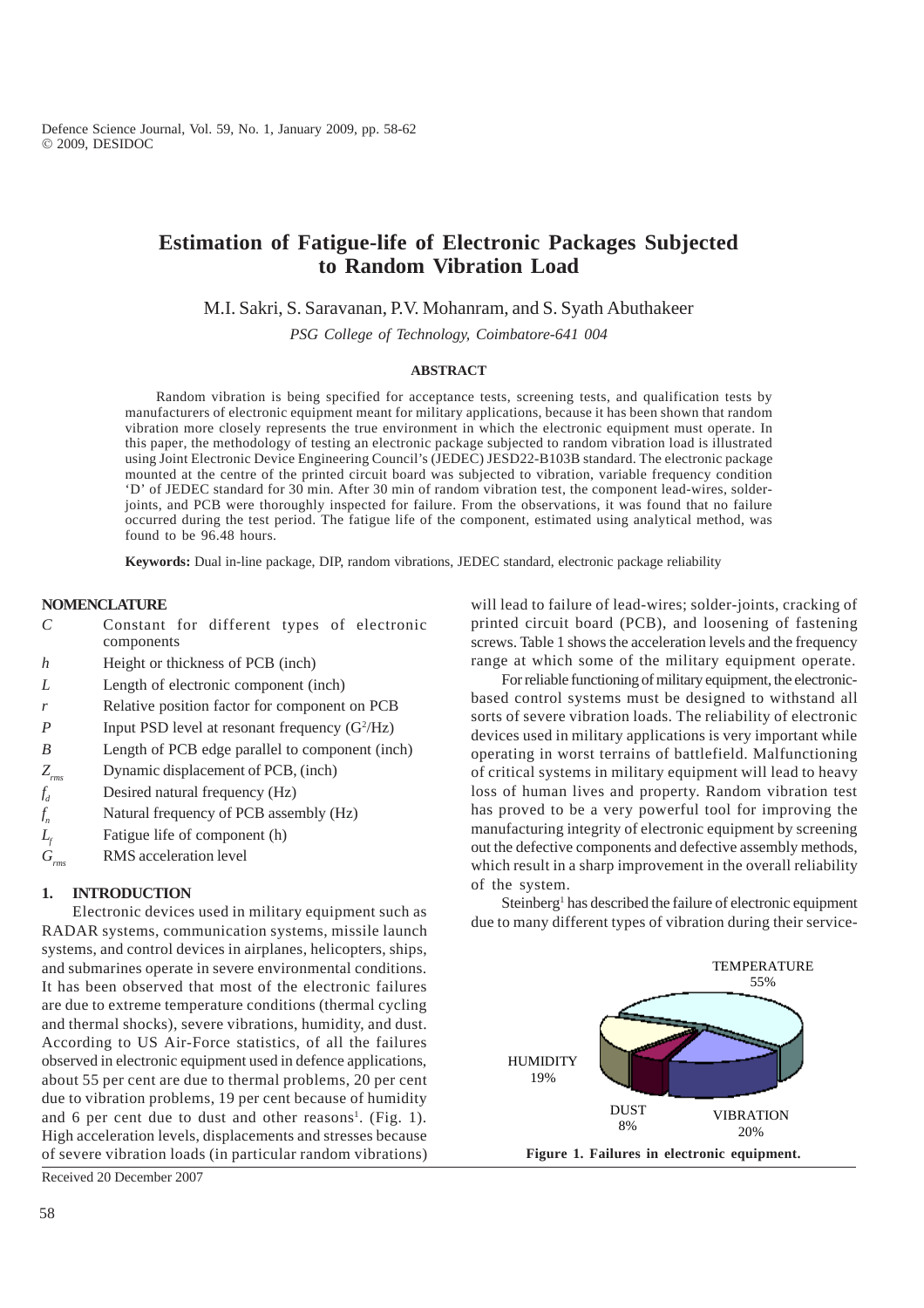# Estimation of Fatigue-life of Electronic Packages Subjected to Random Vibration Load

M.I. Sakri, S. Saravanan, P.V. Mohanram, and S. Syath Abuthakeer

*PSG College of Technology, Coimbatore-641 004*

## ABSTRACT

Random vibration is being specified for acceptance tests, screening tests, and qualification tests by manufacturers of electronic equipment meant for military applications, because it has been shown that random vibration more closely represents the true environment in which the electronic equipment must operate. In this paper, the methodology of testing an electronic package subjected to random vibration load is illustrated using Joint Electronic Device Engineering Council's (JEDEC) JESD22-B103B standard. The electronic package mounted at the centre of the printed circuit board was subjected to vibration, variable frequency condition 'D' of JEDEC standard for 30 min. After 30 min of random vibration test, the component lead-wires, solder-joints, and PCB were thoroughly inspected for failure. From the observations, it was found that no failure occurred during the test period. The fatigue life of the component, estimated using analytical method, was found to be 96.48 hours.

**Keywords:** Dual in-line package, DIP, random vibrations, JEDEC standard, electronic package reliability

## NOMENCLATURE

| | |
|---|---|
| $C$ | Constant for different types of electronic components |
| $h$ | Height or thickness of PCB (inch) |
| $L$ | Length of electronic component (inch) |
| $r$ | Relative position factor for component on PCB |
| $P$ | Input PSD level at resonant frequency ($G^2$/Hz) |
| $B$ | Length of PCB edge parallel to component (inch) |
| $Z_{rms}$ | Dynamic displacement of PCB, (inch) |
| $f_d$ | Desired natural frequency (Hz) |
| $f_n$ | Natural frequency of PCB assembly (Hz) |
| $L_f$ | Fatigue life of component (h) |
| $G_{rms}$ | RMS acceleration level |

## 1. INTRODUCTION

Electronic devices used in military equipment such as RADAR systems, communication systems, missile launch systems, and control devices in airplanes, helicopters, ships, and submarines operate in severe environmental conditions. It has been observed that most of the electronic failures are due to extreme temperature conditions (thermal cycling and thermal shocks), severe vibrations, humidity, and dust. According to US Air-Force statistics, of all the failures observed in electronic equipment used in defence applications, about 55 per cent are due to thermal problems, 20 per cent due to vibration problems, 19 per cent because of humidity and 6 per cent due to dust and other reasons[1]. (Fig. 1). High acceleration levels, displacements and stresses because of severe vibration loads (in particular random vibrations) will lead to failure of lead-wires; solder-joints, cracking of printed circuit board (PCB), and loosening of fastening screws. Table 1 shows the acceleration levels and the frequency range at which some of the military equipment operate.

For reliable functioning of military equipment, the electronic-based control systems must be designed to withstand all sorts of severe vibration loads. The reliability of electronic devices used in military applications is very important while operating in worst terrains of battlefield. Malfunctioning of critical systems in military equipment will lead to heavy loss of human lives and property. Random vibration test has proved to be a very powerful tool for improving the manufacturing integrity of electronic equipment by screening out the defective components and defective assembly methods, which result in a sharp improvement in the overall reliability of the system.

Steinberg[1] has described the failure of electronic equipment due to many different types of vibration during their service-

TEMPERATURE 55%, HUMIDITY 19%, DUST 8%, VIBRATION 20%

**Figure 1. Failures in electronic equipment.**

Received 20 December 2007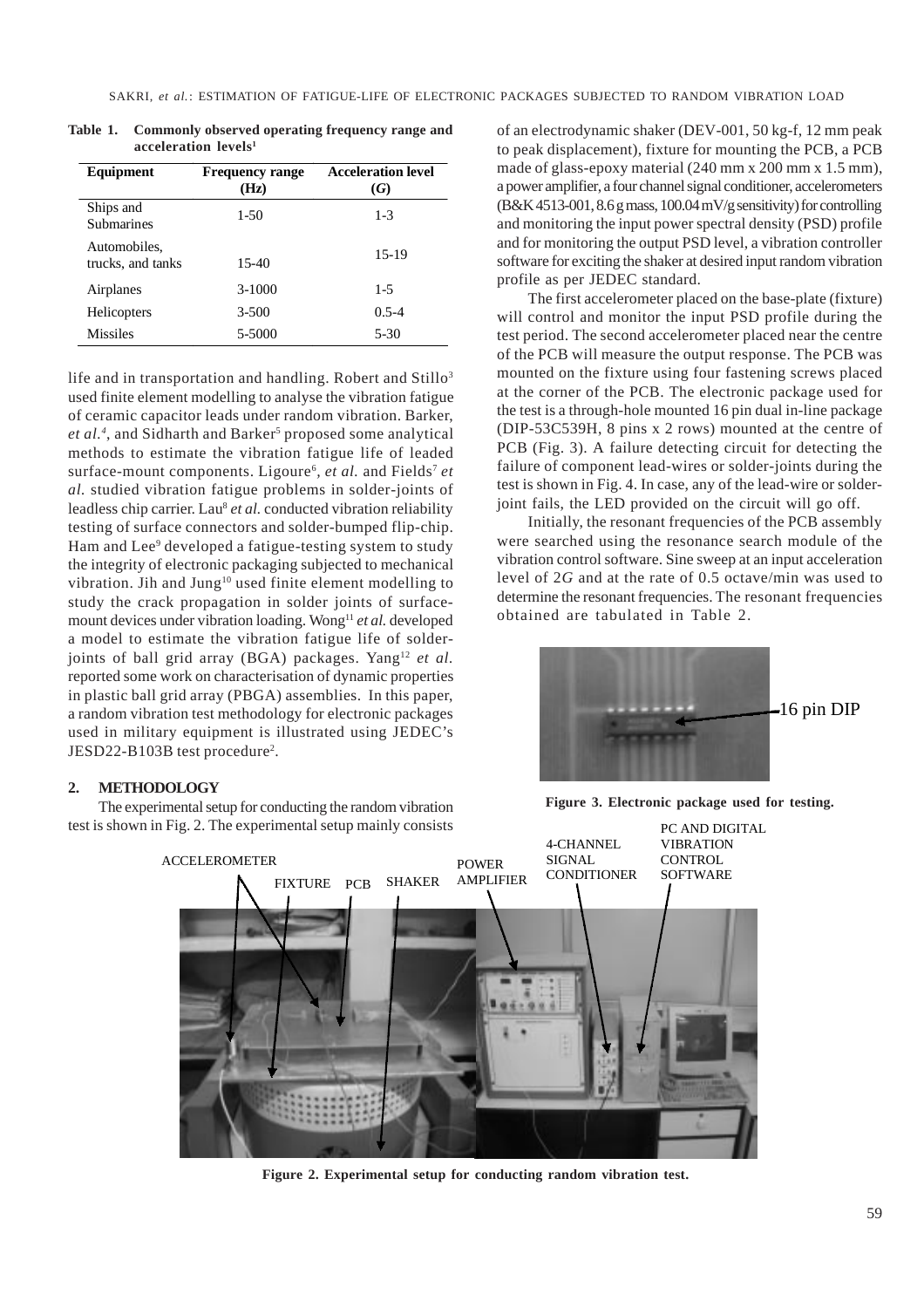**Table 1. Commonly observed operating frequency range and acceleration levels[1]**

| Equipment | Frequency range (Hz) | Acceleration level (G) |
|---|---|---|
| Ships and Submarines | 1-50 | 1-3 |
| Automobiles, trucks, and tanks | 15-40 | 15-19 |
| Airplanes | 3-1000 | 1-5 |
| Helicopters | 3-500 | 0.5-4 |
| Missiles | 5-5000 | 5-30 |

life and in transportation and handling. Robert and Stillo[3] used finite element modelling to analyse the vibration fatigue of ceramic capacitor leads under random vibration. Barker, *et al.*[4], and Sidharth and Barker[5] proposed some analytical methods to estimate the vibration fatigue life of leaded surface-mount components. Ligoure[6], *et al.* and Fields[7] *et al.* studied vibration fatigue problems in solder-joints of leadless chip carrier. Lau[8] *et al.* conducted vibration reliability testing of surface connectors and solder-bumped flip-chip. Ham and Lee[9] developed a fatigue-testing system to study the integrity of electronic packaging subjected to mechanical vibration. Jih and Jung[10] used finite element modelling to study the crack propagation in solder joints of surface-mount devices under vibration loading. Wong[11] *et al.* developed a model to estimate the vibration fatigue life of solder-joints of ball grid array (BGA) packages. Yang[12] *et al.* reported some work on characterisation of dynamic properties in plastic ball grid array (PBGA) assemblies. In this paper, a random vibration test methodology for electronic packages used in military equipment is illustrated using JEDEC's JESD22-B103B test procedure[2].

## 2. METHODOLOGY

The experimental setup for conducting the random vibration test is shown in Fig. 2. The experimental setup mainly consists of an electrodynamic shaker (DEV-001, 50 kg-f, 12 mm peak to peak displacement), fixture for mounting the PCB, a PCB made of glass-epoxy material (240 mm x 200 mm x 1.5 mm), a power amplifier, a four channel signal conditioner, accelerometers (B&K 4513-001, 8.6 g mass, 100.04 mV/g sensitivity) for controlling and monitoring the input power spectral density (PSD) profile and for monitoring the output PSD level, a vibration controller software for exciting the shaker at desired input random vibration profile as per JEDEC standard.

The first accelerometer placed on the base-plate (fixture) will control and monitor the input PSD profile during the test period. The second accelerometer placed near the centre of the PCB will measure the output response. The PCB was mounted on the fixture using four fastening screws placed at the corner of the PCB. The electronic package used for the test is a through-hole mounted 16 pin dual in-line package (DIP-53C539H, 8 pins x 2 rows) mounted at the centre of PCB (Fig. 3). A failure detecting circuit for detecting the failure of component lead-wires or solder-joints during the test is shown in Fig. 4. In case, any of the lead-wire or solder-joint fails, the LED provided on the circuit will go off.

Initially, the resonant frequencies of the PCB assembly were searched using the resonance search module of the vibration control software. Sine sweep at an input acceleration level of 2*G* and at the rate of 0.5 octave/min was used to determine the resonant frequencies. The resonant frequencies obtained are tabulated in Table 2.

16 pin DIP

**Figure 3. Electronic package used for testing.**

ACCELEROMETER FIXTURE PCB SHAKER POWER AMPLIFIER 4-CHANNEL SIGNAL CONDITIONER PC AND DIGITAL VIBRATION CONTROL SOFTWARE

**Figure 2. Experimental setup for conducting random vibration test.**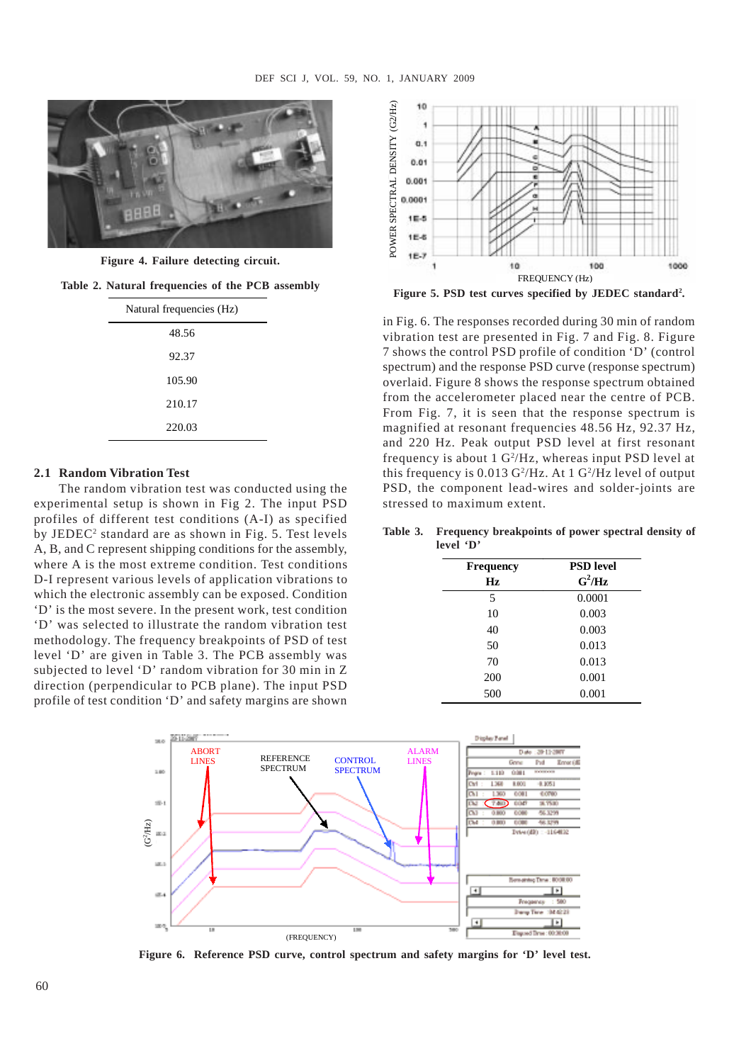Figure 4. Failure detecting circuit.

Table 2. Natural frequencies of the PCB assembly

| Natural frequencies (Hz) |
|---|
| 48.56 |
| 92.37 |
| 105.90 |
| 210.17 |
| 220.03 |

### 2.1 Random Vibration Test

The random vibration test was conducted using the experimental setup is shown in Fig 2. The input PSD profiles of different test conditions (A-I) as specified by JEDEC[2] standard are as shown in Fig. 5. Test levels A, B, and C represent shipping conditions for the assembly, where A is the most extreme condition. Test conditions D-I represent various levels of application vibrations to which the electronic assembly can be exposed. Condition 'D' is the most severe. In the present work, test condition 'D' was selected to illustrate the random vibration test methodology. The frequency breakpoints of PSD of test level 'D' are given in Table 3. The PCB assembly was subjected to level 'D' random vibration for 30 min in Z direction (perpendicular to PCB plane). The input PSD profile of test condition 'D' and safety margins are shown in Fig. 6. The responses recorded during 30 min of random vibration test are presented in Fig. 7 and Fig. 8. Figure 7 shows the control PSD profile of condition 'D' (control spectrum) and the response PSD curve (response spectrum) overlaid. Figure 8 shows the response spectrum obtained from the accelerometer placed near the centre of PCB. From Fig. 7, it is seen that the response spectrum is magnified at resonant frequencies 48.56 Hz, 92.37 Hz, and 220 Hz. Peak output PSD level at first resonant frequency is about 1 $G^2$/Hz, whereas input PSD level at this frequency is 0.013 $G^2$/Hz. At 1 $G^2$/Hz level of output PSD, the component lead-wires and solder-joints are stressed to maximum extent.

Figure 5. PSD test curves specified by JEDEC standard[2].

Table 3. Frequency breakpoints of power spectral density of level 'D'

| Frequency Hz | PSD level $G^2$/Hz |
|---|---|
| 5 | 0.0001 |
| 10 | 0.003 |
| 40 | 0.003 |
| 50 | 0.013 |
| 70 | 0.013 |
| 200 | 0.001 |
| 500 | 0.001 |

Figure 6. Reference PSD curve, control spectrum and safety margins for 'D' level test.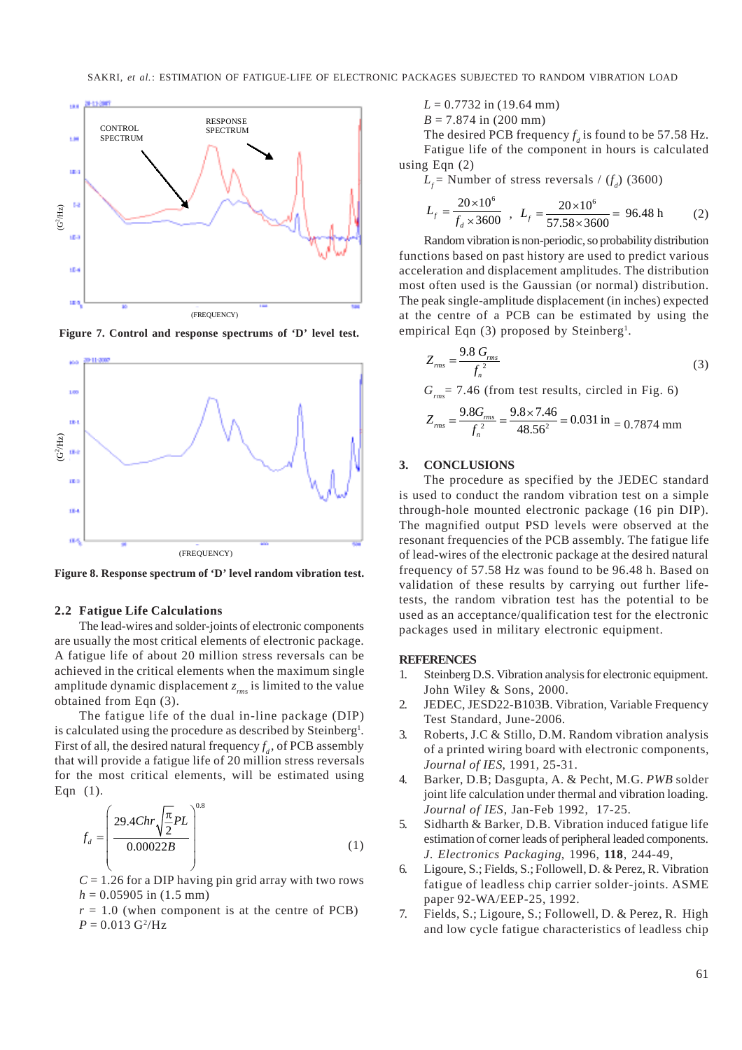Figure 7. Control and response spectrums of 'D' level test.

Figure 8. Response spectrum of 'D' level random vibration test.

## 2.2 Fatigue Life Calculations

The lead-wires and solder-joints of electronic components are usually the most critical elements of electronic package. A fatigue life of about 20 million stress reversals can be achieved in the critical elements when the maximum single amplitude dynamic displacement $z_{rms}$ is limited to the value obtained from Eqn (3).

The fatigue life of the dual in-line package (DIP) is calculated using the procedure as described by Steinberg[1]. First of all, the desired natural frequency $f_d$, of PCB assembly that will provide a fatigue life of 20 million stress reversals for the most critical elements, will be estimated using Eqn (1).

$$f_d = \left( \frac{29.4Chr\sqrt{\frac{\pi}{2}PL}}{0.00022B} \right)^{0.8} \quad (1)$$

$C$ = 1.26 for a DIP having pin grid array with two rows
$h$ = 0.05905 in (1.5 mm)
$r$ = 1.0 (when component is at the centre of PCB)
$P$ = 0.013 G²/Hz
$L$ = 0.7732 in (19.64 mm)
$B$ = 7.874 in (200 mm)

The desired PCB frequency $f_d$ is found to be 57.58 Hz.

Fatigue life of the component in hours is calculated using Eqn (2)

$L_f$ = Number of stress reversals / ($f_d$) (3600)

$$L_f = \frac{20 \times 10^6}{f_d \times 3600}, \quad L_f = \frac{20 \times 10^6}{57.58 \times 3600} = 96.48 \text{ h} \quad (2)$$

Random vibration is non-periodic, so probability distribution functions based on past history are used to predict various acceleration and displacement amplitudes. The distribution most often used is the Gaussian (or normal) distribution. The peak single-amplitude displacement (in inches) expected at the centre of a PCB can be estimated by using the empirical Eqn (3) proposed by Steinberg[1].

$$Z_{rms} = \frac{9.8\, G_{rms}}{f_n^{\,2}} \quad (3)$$

$G_{rms}$ = 7.46 (from test results, circled in Fig. 6)

$$Z_{rms} = \frac{9.8G_{rms}}{f_n^{\,2}} = \frac{9.8 \times 7.46}{48.56^2} = 0.031 \text{ in} = 0.7874 \text{ mm}$$

## 3. CONCLUSIONS

The procedure as specified by the JEDEC standard is used to conduct the random vibration test on a simple through-hole mounted electronic package (16 pin DIP). The magnified output PSD levels were observed at the resonant frequencies of the PCB assembly. The fatigue life of lead-wires of the electronic package at the desired natural frequency of 57.58 Hz was found to be 96.48 h. Based on validation of these results by carrying out further life-tests, the random vibration test has the potential to be used as an acceptance/qualification test for the electronic packages used in military electronic equipment.

## REFERENCES

1. Steinberg D.S. Vibration analysis for electronic equipment. John Wiley & Sons, 2000.
2. JEDEC, JESD22-B103B. Vibration, Variable Frequency Test Standard, June-2006.
3. Roberts, J.C & Stillo, D.M. Random vibration analysis of a printed wiring board with electronic components, *Journal of IES*, 1991, 25-31.
4. Barker, D.B; Dasgupta, A. & Pecht, M.G. *PWB* solder joint life calculation under thermal and vibration loading. *Journal of IES*, Jan-Feb 1992, 17-25.
5. Sidharth & Barker, D.B. Vibration induced fatigue life estimation of corner leads of peripheral leaded components. *J. Electronics Packaging*, 1996, **118**, 244-49,
6. Ligoure, S.; Fields, S.; Followell, D. & Perez, R. Vibration fatigue of leadless chip carrier solder-joints. ASME paper 92-WA/EEP-25, 1992.
7. Fields, S.; Ligoure, S.; Followell, D. & Perez, R. High and low cycle fatigue characteristics of leadless chip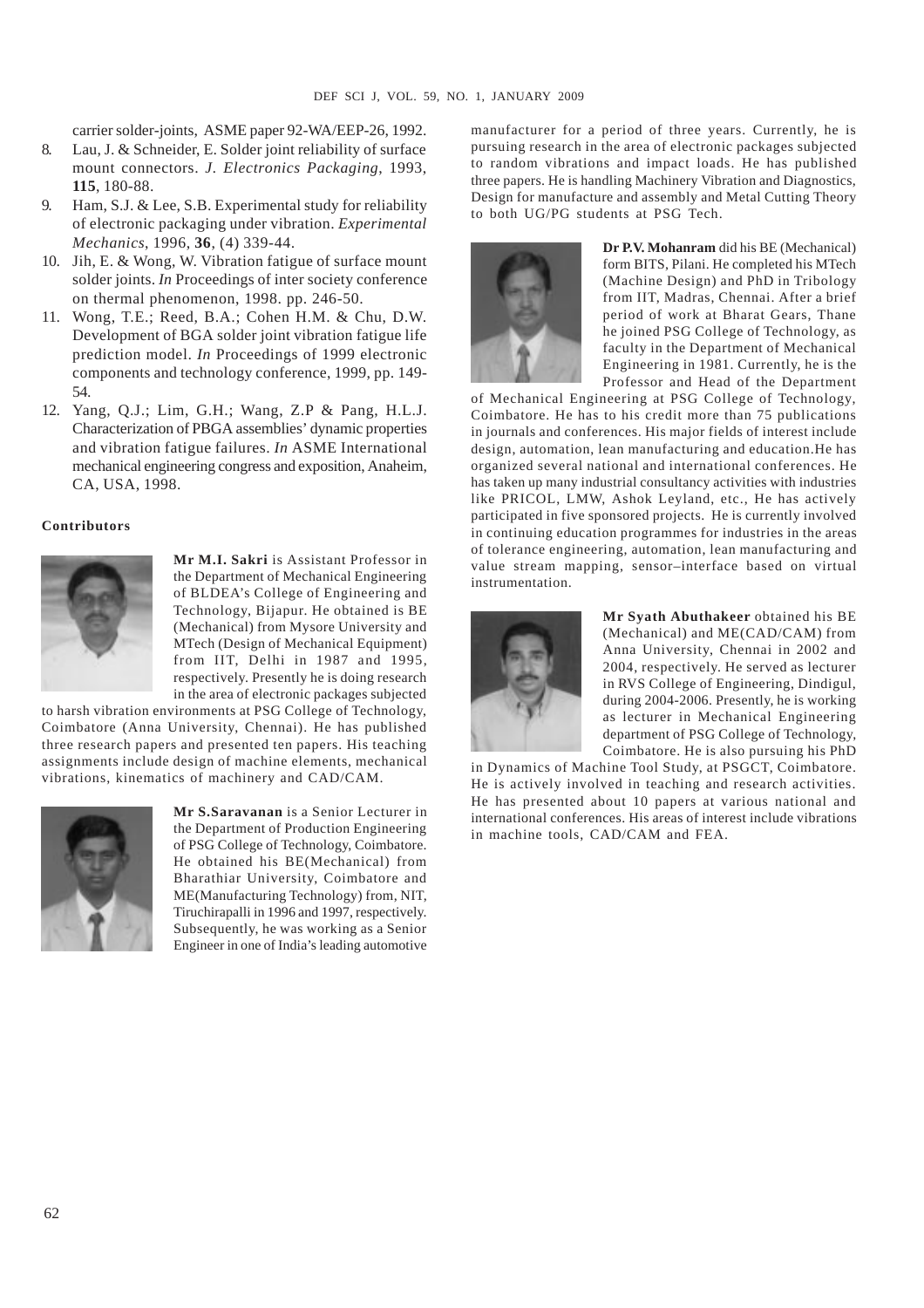carrier solder-joints, ASME paper 92-WA/EEP-26, 1992.

8. Lau, J. & Schneider, E. Solder joint reliability of surface mount connectors. *J. Electronics Packaging*, 1993, **115**, 180-88.
9. Ham, S.J. & Lee, S.B. Experimental study for reliability of electronic packaging under vibration. *Experimental Mechanics*, 1996, **36**, (4) 339-44.
10. Jih, E. & Wong, W. Vibration fatigue of surface mount solder joints. *In* Proceedings of inter society conference on thermal phenomenon, 1998. pp. 246-50.
11. Wong, T.E.; Reed, B.A.; Cohen H.M. & Chu, D.W. Development of BGA solder joint vibration fatigue life prediction model. *In* Proceedings of 1999 electronic components and technology conference, 1999, pp. 149-54.
12. Yang, Q.J.; Lim, G.H.; Wang, Z.P & Pang, H.L.J. Characterization of PBGA assemblies' dynamic properties and vibration fatigue failures. *In* ASME International mechanical engineering congress and exposition, Anaheim, CA, USA, 1998.

**Contributors**

**Mr M.I. Sakri** is Assistant Professor in the Department of Mechanical Engineering of BLDEA's College of Engineering and Technology, Bijapur. He obtained is BE (Mechanical) from Mysore University and MTech (Design of Mechanical Equipment) from IIT, Delhi in 1987 and 1995, respectively. Presently he is doing research in the area of electronic packages subjected to harsh vibration environments at PSG College of Technology, Coimbatore (Anna University, Chennai). He has published three research papers and presented ten papers. His teaching assignments include design of machine elements, mechanical vibrations, kinematics of machinery and CAD/CAM.

**Mr S.Saravanan** is a Senior Lecturer in the Department of Production Engineering of PSG College of Technology, Coimbatore. He obtained his BE(Mechanical) from Bharathiar University, Coimbatore and ME(Manufacturing Technology) from, NIT, Tiruchirapalli in 1996 and 1997, respectively. Subsequently, he was working as a Senior Engineer in one of India's leading automotive manufacturer for a period of three years. Currently, he is pursuing research in the area of electronic packages subjected to random vibrations and impact loads. He has published three papers. He is handling Machinery Vibration and Diagnostics, Design for manufacture and assembly and Metal Cutting Theory to both UG/PG students at PSG Tech.

**Dr P.V. Mohanram** did his BE (Mechanical) form BITS, Pilani. He completed his MTech (Machine Design) and PhD in Tribology from IIT, Madras, Chennai. After a brief period of work at Bharat Gears, Thane he joined PSG College of Technology, as faculty in the Department of Mechanical Engineering in 1981. Currently, he is the Professor and Head of the Department of Mechanical Engineering at PSG College of Technology, Coimbatore. He has to his credit more than 75 publications in journals and conferences. His major fields of interest include design, automation, lean manufacturing and education.He has organized several national and international conferences. He has taken up many industrial consultancy activities with industries like PRICOL, LMW, Ashok Leyland, etc., He has actively participated in five sponsored projects. He is currently involved in continuing education programmes for industries in the areas of tolerance engineering, automation, lean manufacturing and value stream mapping, sensor–interface based on virtual instrumentation.

**Mr Syath Abuthakeer** obtained his BE (Mechanical) and ME(CAD/CAM) from Anna University, Chennai in 2002 and 2004, respectively. He served as lecturer in RVS College of Engineering, Dindigul, during 2004-2006. Presently, he is working as lecturer in Mechanical Engineering department of PSG College of Technology, Coimbatore. He is also pursuing his PhD in Dynamics of Machine Tool Study, at PSGCT, Coimbatore. He is actively involved in teaching and research activities. He has presented about 10 papers at various national and international conferences. His areas of interest include vibrations in machine tools, CAD/CAM and FEA.